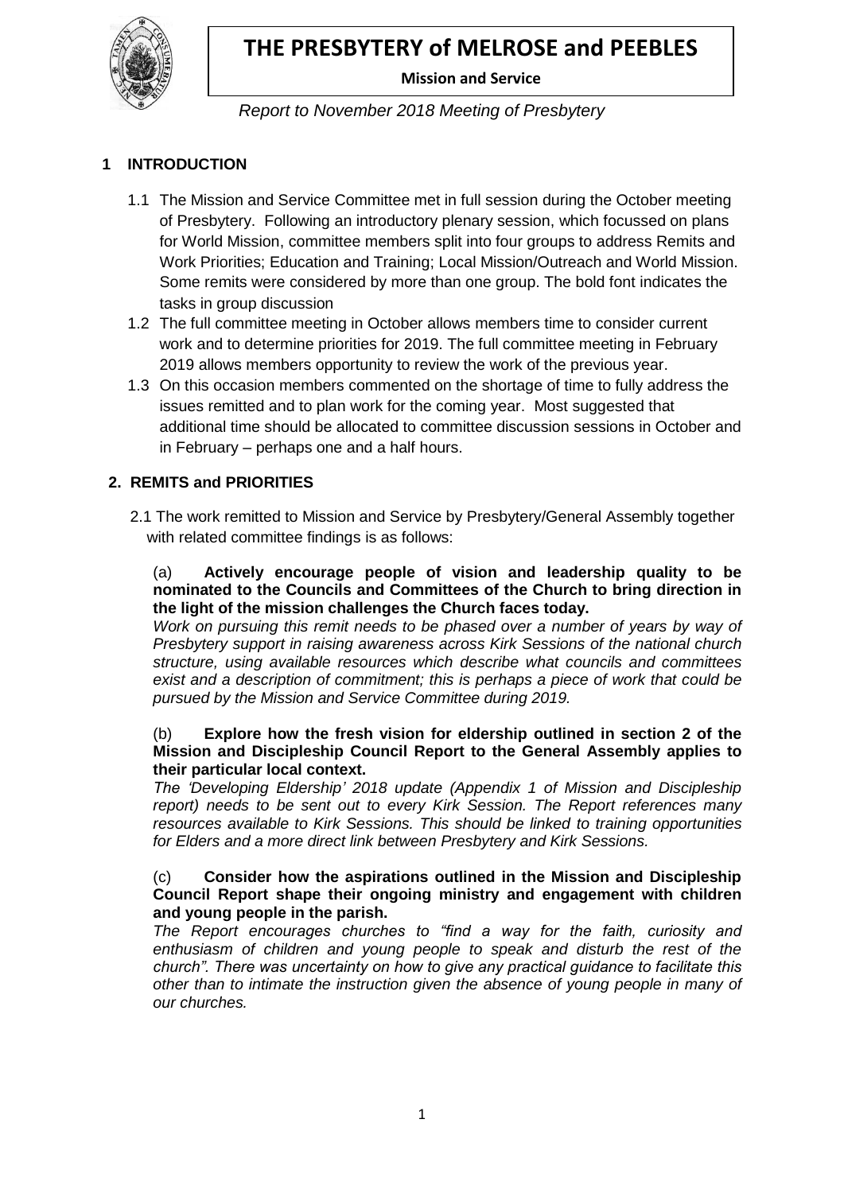# THE PRESBYTERY of MELROSE and PEEBLES

**Mission and Service**

*Report to November 2018 Meeting of Presbytery*

## 1 INTRODUCTION

1.1 The Mission and Service Committee met in full session during the October meeting of Presbytery. Following an introductory plenary session, which focussed on plans for World Mission, committee members split into four groups to address Remits and Work Priorities; Education and Training; Local Mission/Outreach and World Mission. Some remits were considered by more than one group. The bold font indicates the tasks in group discussion

1.2 The full committee meeting in October allows members time to consider current work and to determine priorities for 2019. The full committee meeting in February 2019 allows members opportunity to review the work of the previous year.

1.3 On this occasion members commented on the shortage of time to fully address the issues remitted and to plan work for the coming year. Most suggested that additional time should be allocated to committee discussion sessions in October and in February – perhaps one and a half hours.

## 2. REMITS and PRIORITIES

2.1 The work remitted to Mission and Service by Presbytery/General Assembly together with related committee findings is as follows:

(a) **Actively encourage people of vision and leadership quality to be nominated to the Councils and Committees of the Church to bring direction in the light of the mission challenges the Church faces today.**
*Work on pursuing this remit needs to be phased over a number of years by way of Presbytery support in raising awareness across Kirk Sessions of the national church structure, using available resources which describe what councils and committees exist and a description of commitment; this is perhaps a piece of work that could be pursued by the Mission and Service Committee during 2019.*

(b) **Explore how the fresh vision for eldership outlined in section 2 of the Mission and Discipleship Council Report to the General Assembly applies to their particular local context.**
*The 'Developing Eldership' 2018 update (Appendix 1 of Mission and Discipleship report) needs to be sent out to every Kirk Session. The Report references many resources available to Kirk Sessions. This should be linked to training opportunities for Elders and a more direct link between Presbytery and Kirk Sessions.*

(c) **Consider how the aspirations outlined in the Mission and Discipleship Council Report shape their ongoing ministry and engagement with children and young people in the parish.**
*The Report encourages churches to "find a way for the faith, curiosity and enthusiasm of children and young people to speak and disturb the rest of the church". There was uncertainty on how to give any practical guidance to facilitate this other than to intimate the instruction given the absence of young people in many of our churches.*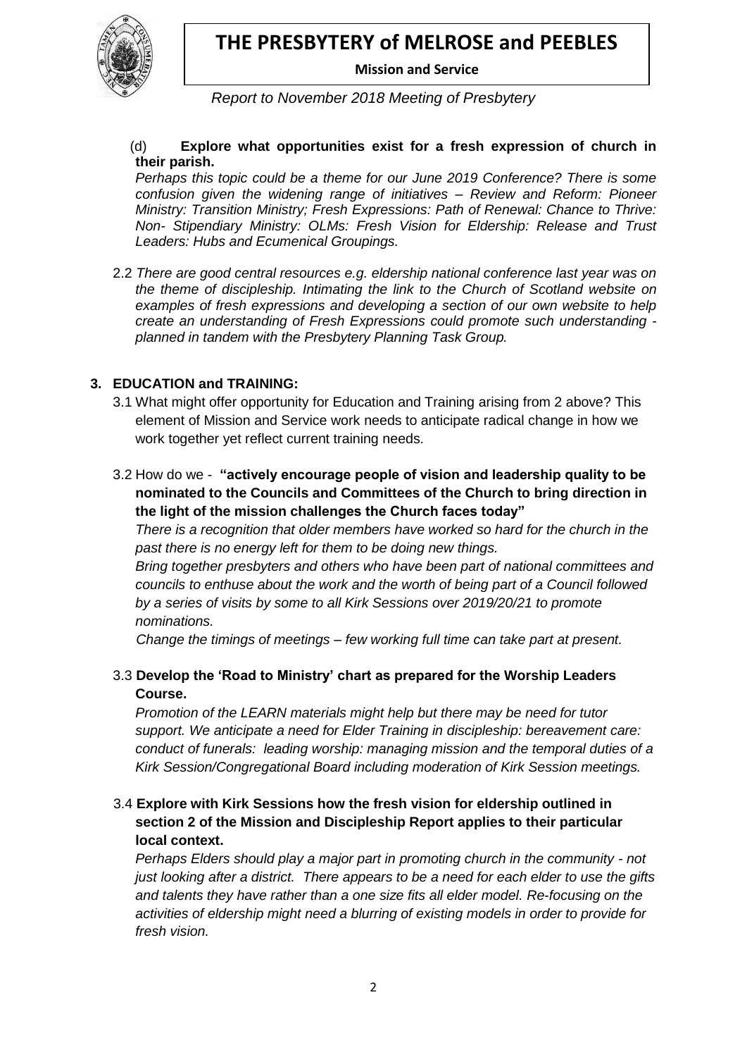(d) **Explore what opportunities exist for a fresh expression of church in their parish.**

*Perhaps this topic could be a theme for our June 2019 Conference? There is some confusion given the widening range of initiatives – Review and Reform: Pioneer Ministry: Transition Ministry; Fresh Expressions: Path of Renewal: Chance to Thrive: Non- Stipendiary Ministry: OLMs: Fresh Vision for Eldership: Release and Trust Leaders: Hubs and Ecumenical Groupings.*

2.2 *There are good central resources e.g. eldership national conference last year was on the theme of discipleship. Intimating the link to the Church of Scotland website on examples of fresh expressions and developing a section of our own website to help create an understanding of Fresh Expressions could promote such understanding - planned in tandem with the Presbytery Planning Task Group.*

## 3. EDUCATION and TRAINING:

3.1 What might offer opportunity for Education and Training arising from 2 above? This element of Mission and Service work needs to anticipate radical change in how we work together yet reflect current training needs.

3.2 How do we - **"actively encourage people of vision and leadership quality to be nominated to the Councils and Committees of the Church to bring direction in the light of the mission challenges the Church faces today"**

*There is a recognition that older members have worked so hard for the church in the past there is no energy left for them to be doing new things.*

*Bring together presbyters and others who have been part of national committees and councils to enthuse about the work and the worth of being part of a Council followed by a series of visits by some to all Kirk Sessions over 2019/20/21 to promote nominations.*

*Change the timings of meetings – few working full time can take part at present.*

3.3 **Develop the 'Road to Ministry' chart as prepared for the Worship Leaders Course.**

*Promotion of the LEARN materials might help but there may be need for tutor support. We anticipate a need for Elder Training in discipleship: bereavement care: conduct of funerals: leading worship: managing mission and the temporal duties of a Kirk Session/Congregational Board including moderation of Kirk Session meetings.*

3.4 **Explore with Kirk Sessions how the fresh vision for eldership outlined in section 2 of the Mission and Discipleship Report applies to their particular local context.**

*Perhaps Elders should play a major part in promoting church in the community - not just looking after a district. There appears to be a need for each elder to use the gifts and talents they have rather than a one size fits all elder model. Re-focusing on the activities of eldership might need a blurring of existing models in order to provide for fresh vision.*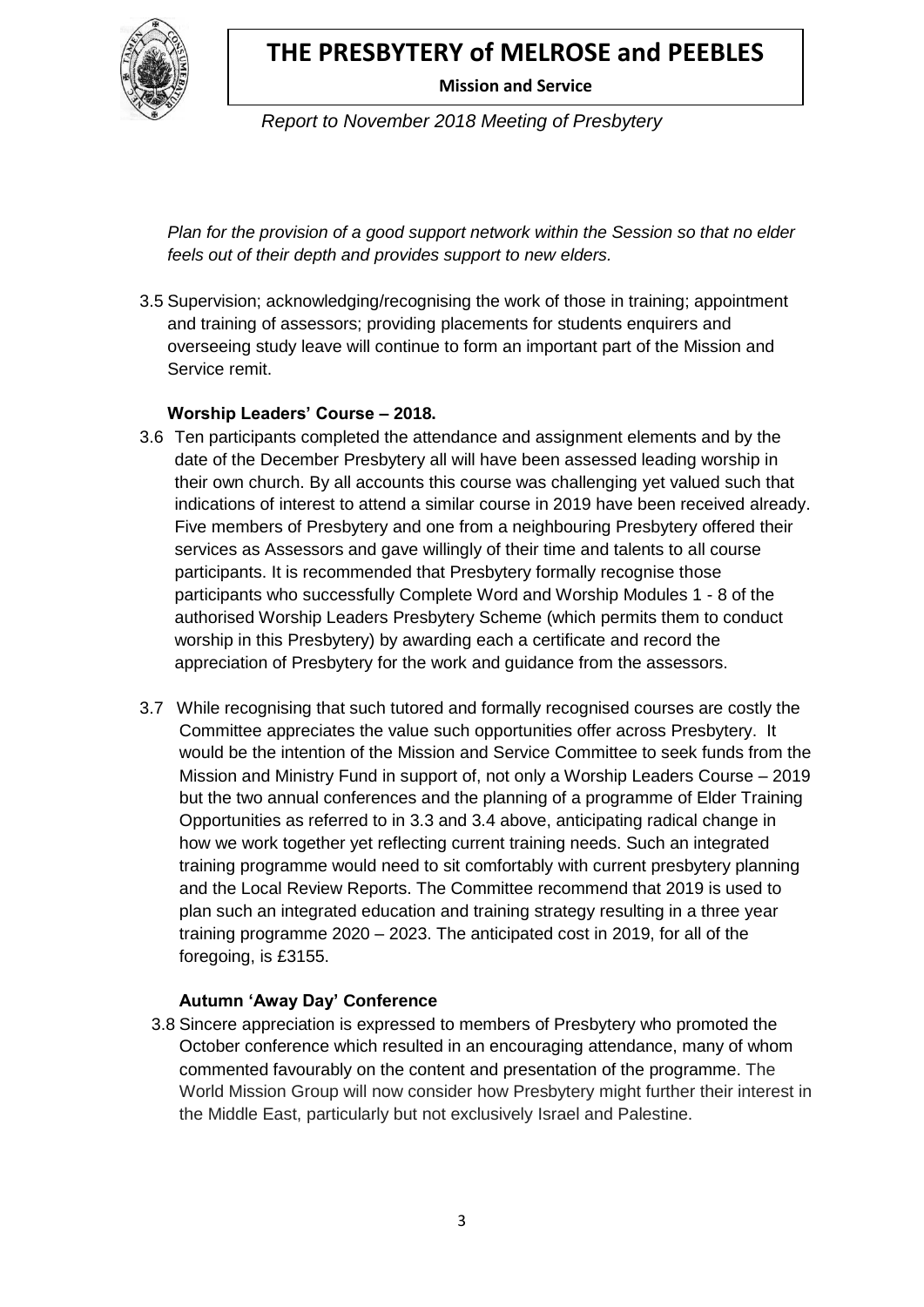*Plan for the provision of a good support network within the Session so that no elder feels out of their depth and provides support to new elders.*

3.5 Supervision; acknowledging/recognising the work of those in training; appointment and training of assessors; providing placements for students enquirers and overseeing study leave will continue to form an important part of the Mission and Service remit.

**Worship Leaders' Course – 2018.**

3.6 Ten participants completed the attendance and assignment elements and by the date of the December Presbytery all will have been assessed leading worship in their own church. By all accounts this course was challenging yet valued such that indications of interest to attend a similar course in 2019 have been received already. Five members of Presbytery and one from a neighbouring Presbytery offered their services as Assessors and gave willingly of their time and talents to all course participants. It is recommended that Presbytery formally recognise those participants who successfully Complete Word and Worship Modules 1 - 8 of the authorised Worship Leaders Presbytery Scheme (which permits them to conduct worship in this Presbytery) by awarding each a certificate and record the appreciation of Presbytery for the work and guidance from the assessors.

3.7 While recognising that such tutored and formally recognised courses are costly the Committee appreciates the value such opportunities offer across Presbytery. It would be the intention of the Mission and Service Committee to seek funds from the Mission and Ministry Fund in support of, not only a Worship Leaders Course – 2019 but the two annual conferences and the planning of a programme of Elder Training Opportunities as referred to in 3.3 and 3.4 above, anticipating radical change in how we work together yet reflecting current training needs. Such an integrated training programme would need to sit comfortably with current presbytery planning and the Local Review Reports. The Committee recommend that 2019 is used to plan such an integrated education and training strategy resulting in a three year training programme 2020 – 2023. The anticipated cost in 2019, for all of the foregoing, is £3155.

**Autumn 'Away Day' Conference**

3.8 Sincere appreciation is expressed to members of Presbytery who promoted the October conference which resulted in an encouraging attendance, many of whom commented favourably on the content and presentation of the programme. The World Mission Group will now consider how Presbytery might further their interest in the Middle East, particularly but not exclusively Israel and Palestine.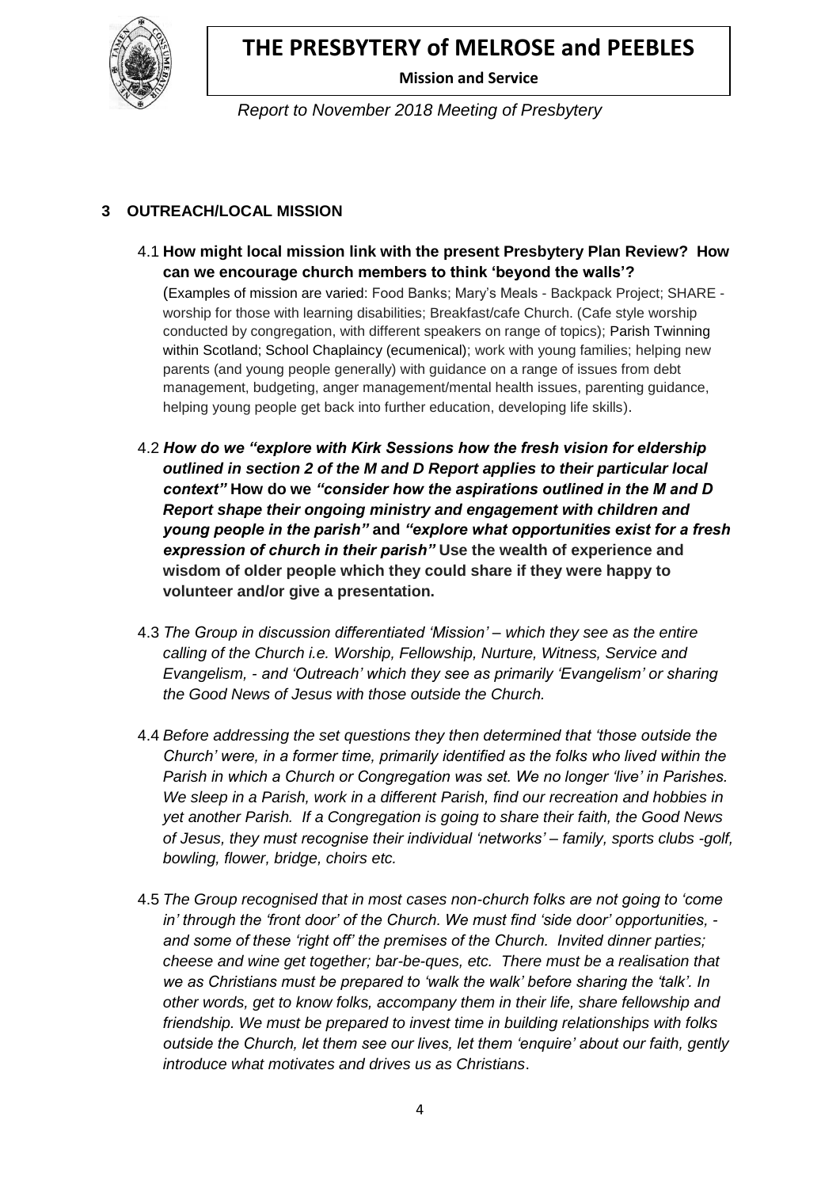# THE PRESBYTERY of MELROSE and PEEBLES

**Mission and Service**

*Report to November 2018 Meeting of Presbytery*

## 3 OUTREACH/LOCAL MISSION

4.1 **How might local mission link with the present Presbytery Plan Review? How can we encourage church members to think 'beyond the walls'?**

(Examples of mission are varied: Food Banks; Mary's Meals - Backpack Project; SHARE - worship for those with learning disabilities; Breakfast/cafe Church. (Cafe style worship conducted by congregation, with different speakers on range of topics); Parish Twinning within Scotland; School Chaplaincy (ecumenical); work with young families; helping new parents (and young people generally) with guidance on a range of issues from debt management, budgeting, anger management/mental health issues, parenting guidance, helping young people get back into further education, developing life skills).

4.2 ***How do we "explore with Kirk Sessions how the fresh vision for eldership outlined in section 2 of the M and D Report applies to their particular local context"*** **How do we** ***"consider how the aspirations outlined in the M and D Report shape their ongoing ministry and engagement with children and young people in the parish"*** **and** ***"explore what opportunities exist for a fresh expression of church in their parish"*** **Use the wealth of experience and wisdom of older people which they could share if they were happy to volunteer and/or give a presentation.**

4.3 *The Group in discussion differentiated 'Mission' – which they see as the entire calling of the Church i.e. Worship, Fellowship, Nurture, Witness, Service and Evangelism, - and 'Outreach' which they see as primarily 'Evangelism' or sharing the Good News of Jesus with those outside the Church.*

4.4 *Before addressing the set questions they then determined that 'those outside the Church' were, in a former time, primarily identified as the folks who lived within the Parish in which a Church or Congregation was set. We no longer 'live' in Parishes. We sleep in a Parish, work in a different Parish, find our recreation and hobbies in yet another Parish. If a Congregation is going to share their faith, the Good News of Jesus, they must recognise their individual 'networks' – family, sports clubs -golf, bowling, flower, bridge, choirs etc.*

4.5 *The Group recognised that in most cases non-church folks are not going to 'come in' through the 'front door' of the Church. We must find 'side door' opportunities, - and some of these 'right off' the premises of the Church. Invited dinner parties; cheese and wine get together; bar-be-ques, etc. There must be a realisation that we as Christians must be prepared to 'walk the walk' before sharing the 'talk'. In other words, get to know folks, accompany them in their life, share fellowship and friendship. We must be prepared to invest time in building relationships with folks outside the Church, let them see our lives, let them 'enquire' about our faith, gently introduce what motivates and drives us as Christians*.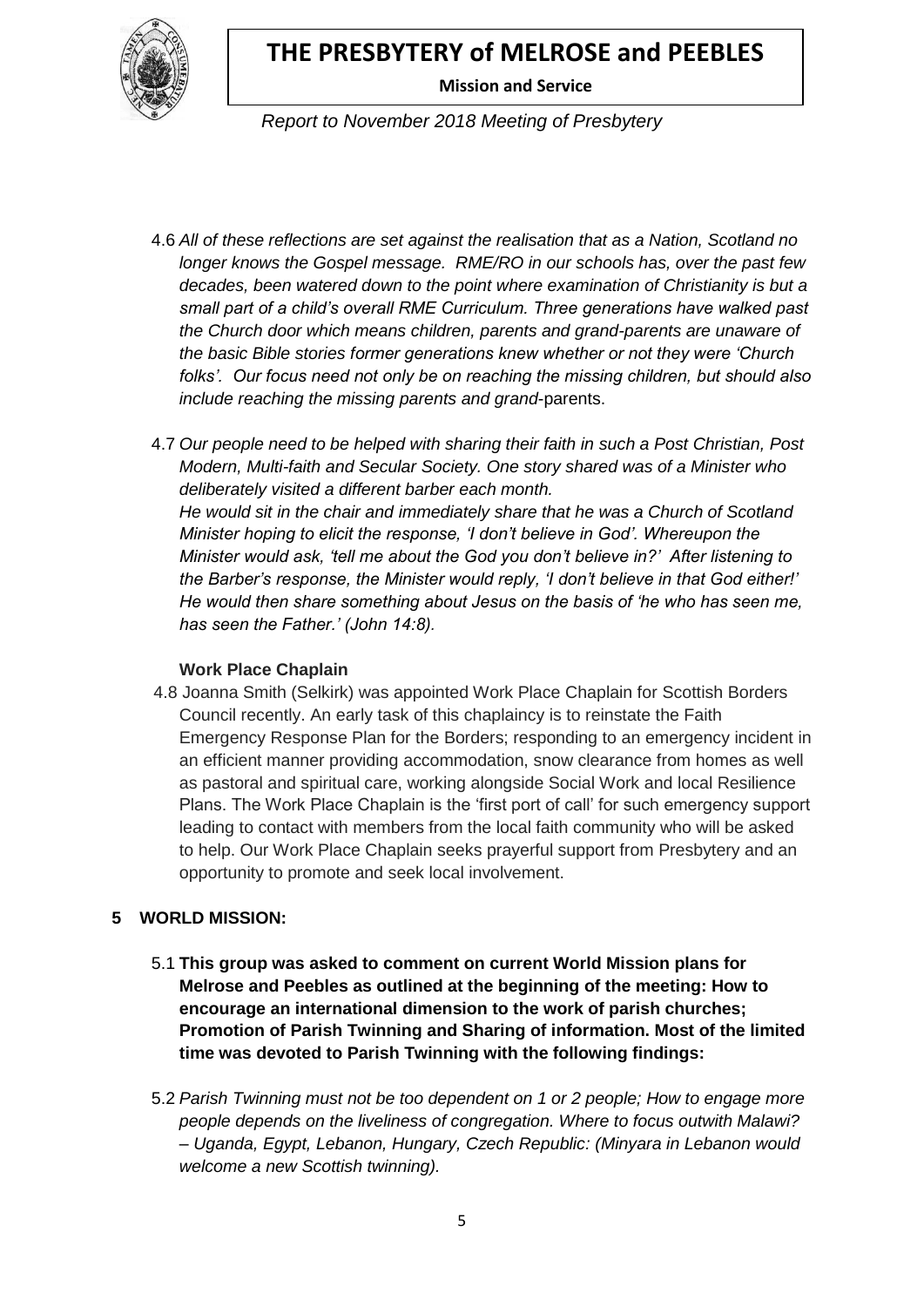4.6 *All of these reflections are set against the realisation that as a Nation, Scotland no longer knows the Gospel message. RME/RO in our schools has, over the past few decades, been watered down to the point where examination of Christianity is but a small part of a child's overall RME Curriculum. Three generations have walked past the Church door which means children, parents and grand-parents are unaware of the basic Bible stories former generations knew whether or not they were 'Church folks'. Our focus need not only be on reaching the missing children, but should also include reaching the missing parents and grand-*parents.

4.7 *Our people need to be helped with sharing their faith in such a Post Christian, Post Modern, Multi-faith and Secular Society. One story shared was of a Minister who deliberately visited a different barber each month.*
*He would sit in the chair and immediately share that he was a Church of Scotland Minister hoping to elicit the response, 'I don't believe in God'. Whereupon the Minister would ask, 'tell me about the God you don't believe in?' After listening to the Barber's response, the Minister would reply, 'I don't believe in that God either!' He would then share something about Jesus on the basis of 'he who has seen me, has seen the Father.' (John 14:8).*

### Work Place Chaplain

4.8 Joanna Smith (Selkirk) was appointed Work Place Chaplain for Scottish Borders Council recently. An early task of this chaplaincy is to reinstate the Faith Emergency Response Plan for the Borders; responding to an emergency incident in an efficient manner providing accommodation, snow clearance from homes as well as pastoral and spiritual care, working alongside Social Work and local Resilience Plans. The Work Place Chaplain is the 'first port of call' for such emergency support leading to contact with members from the local faith community who will be asked to help. Our Work Place Chaplain seeks prayerful support from Presbytery and an opportunity to promote and seek local involvement.

## 5 WORLD MISSION:

5.1 **This group was asked to comment on current World Mission plans for Melrose and Peebles as outlined at the beginning of the meeting: How to encourage an international dimension to the work of parish churches; Promotion of Parish Twinning and Sharing of information. Most of the limited time was devoted to Parish Twinning with the following findings:**

5.2 *Parish Twinning must not be too dependent on 1 or 2 people; How to engage more people depends on the liveliness of congregation. Where to focus outwith Malawi? – Uganda, Egypt, Lebanon, Hungary, Czech Republic: (Minyara in Lebanon would welcome a new Scottish twinning).*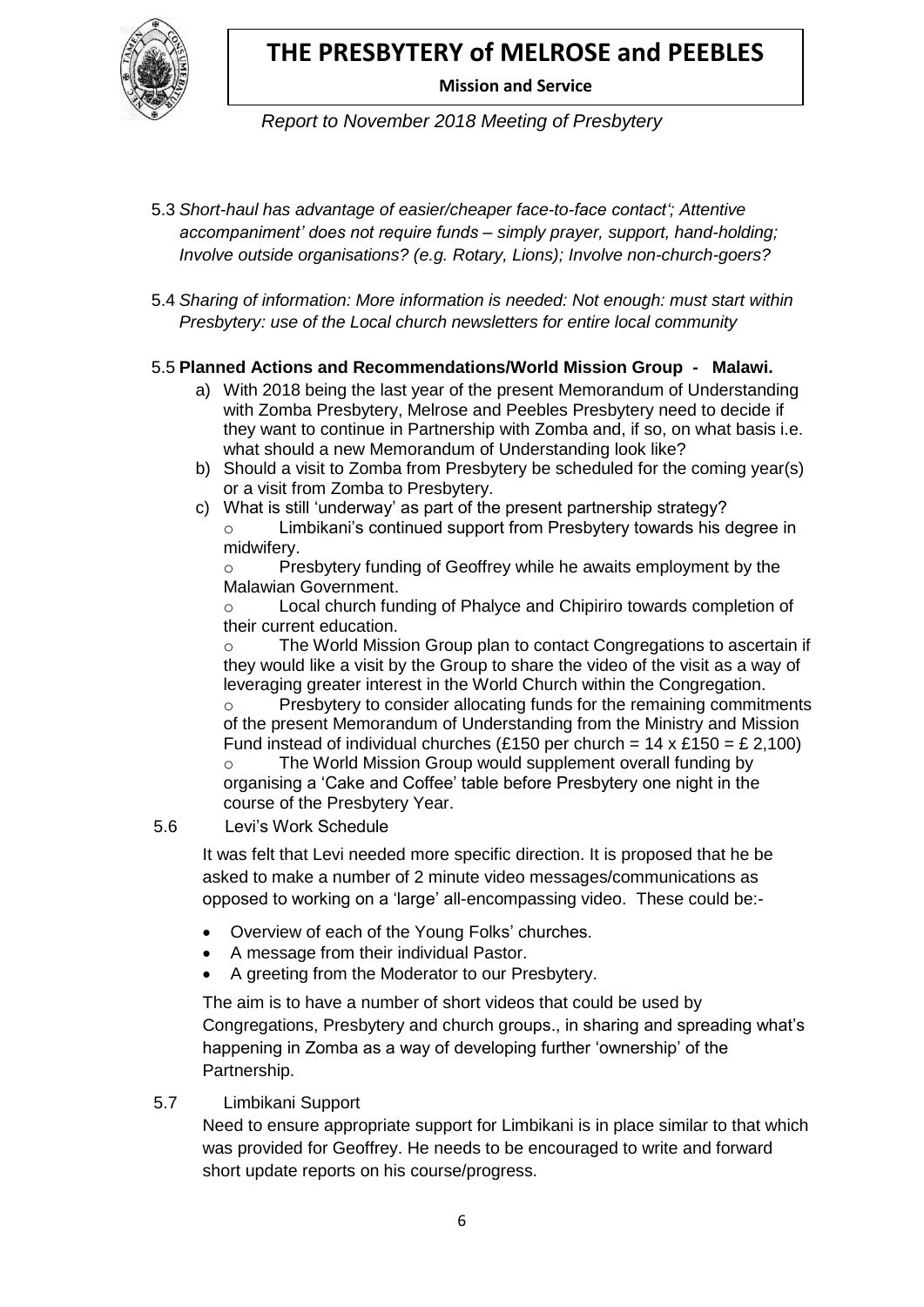# THE PRESBYTERY of MELROSE and PEEBLES

**Mission and Service**

*Report to November 2018 Meeting of Presbytery*

5.3 *Short-haul has advantage of easier/cheaper face-to-face contact'; Attentive accompaniment' does not require funds – simply prayer, support, hand-holding; Involve outside organisations? (e.g. Rotary, Lions); Involve non-church-goers?*

5.4 *Sharing of information: More information is needed: Not enough: must start within Presbytery: use of the Local church newsletters for entire local community*

5.5 **Planned Actions and Recommendations/World Mission Group - Malawi.**

a) With 2018 being the last year of the present Memorandum of Understanding with Zomba Presbytery, Melrose and Peebles Presbytery need to decide if they want to continue in Partnership with Zomba and, if so, on what basis i.e. what should a new Memorandum of Understanding look like?

b) Should a visit to Zomba from Presbytery be scheduled for the coming year(s) or a visit from Zomba to Presbytery.

c) What is still 'underway' as part of the present partnership strategy?

- Limbikani's continued support from Presbytery towards his degree in midwifery.
- Presbytery funding of Geoffrey while he awaits employment by the Malawian Government.
- Local church funding of Phalyce and Chipiriro towards completion of their current education.
- The World Mission Group plan to contact Congregations to ascertain if they would like a visit by the Group to share the video of the visit as a way of leveraging greater interest in the World Church within the Congregation.
- Presbytery to consider allocating funds for the remaining commitments of the present Memorandum of Understanding from the Ministry and Mission Fund instead of individual churches (£150 per church = 14 x £150 = £ 2,100)
- The World Mission Group would supplement overall funding by organising a 'Cake and Coffee' table before Presbytery one night in the course of the Presbytery Year.

5.6 Levi's Work Schedule

It was felt that Levi needed more specific direction. It is proposed that he be asked to make a number of 2 minute video messages/communications as opposed to working on a 'large' all-encompassing video. These could be:-

- Overview of each of the Young Folks' churches.
- A message from their individual Pastor.
- A greeting from the Moderator to our Presbytery.

The aim is to have a number of short videos that could be used by Congregations, Presbytery and church groups., in sharing and spreading what's happening in Zomba as a way of developing further 'ownership' of the Partnership.

5.7 Limbikani Support

Need to ensure appropriate support for Limbikani is in place similar to that which was provided for Geoffrey. He needs to be encouraged to write and forward short update reports on his course/progress.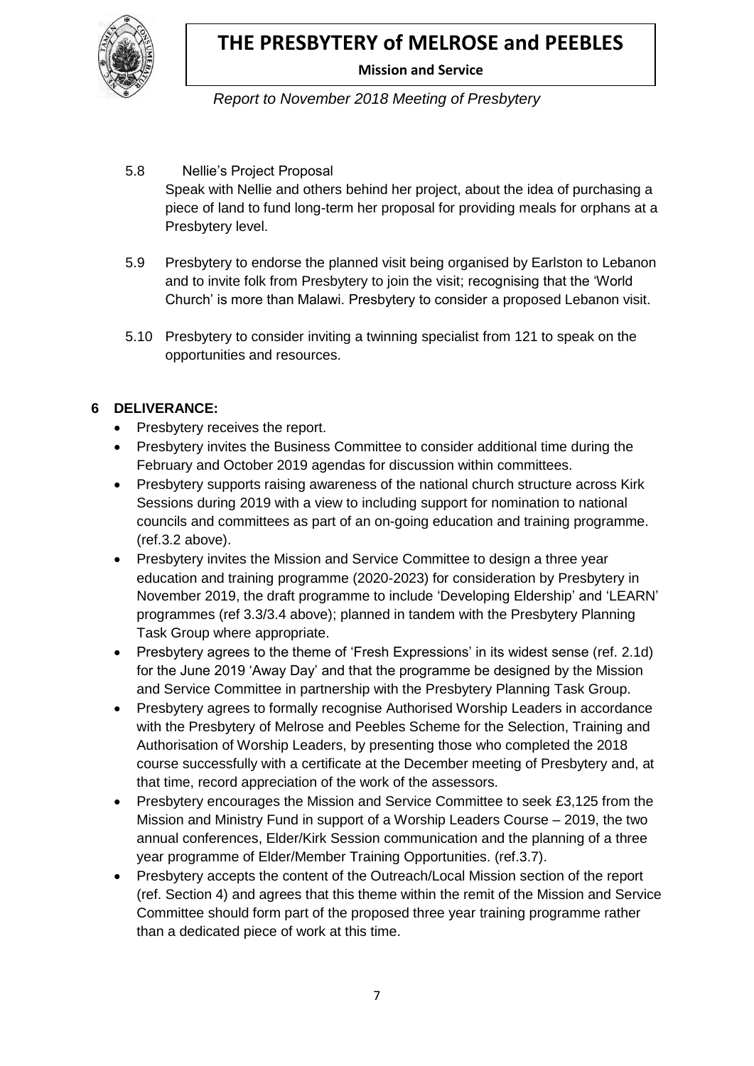5.8 Nellie's Project Proposal

Speak with Nellie and others behind her project, about the idea of purchasing a piece of land to fund long-term her proposal for providing meals for orphans at a Presbytery level.

5.9 Presbytery to endorse the planned visit being organised by Earlston to Lebanon and to invite folk from Presbytery to join the visit; recognising that the 'World Church' is more than Malawi. Presbytery to consider a proposed Lebanon visit.

5.10 Presbytery to consider inviting a twinning specialist from 121 to speak on the opportunities and resources.

## 6 DELIVERANCE:

- Presbytery receives the report.
- Presbytery invites the Business Committee to consider additional time during the February and October 2019 agendas for discussion within committees.
- Presbytery supports raising awareness of the national church structure across Kirk Sessions during 2019 with a view to including support for nomination to national councils and committees as part of an on-going education and training programme. (ref.3.2 above).
- Presbytery invites the Mission and Service Committee to design a three year education and training programme (2020-2023) for consideration by Presbytery in November 2019, the draft programme to include 'Developing Eldership' and 'LEARN' programmes (ref 3.3/3.4 above); planned in tandem with the Presbytery Planning Task Group where appropriate.
- Presbytery agrees to the theme of 'Fresh Expressions' in its widest sense (ref. 2.1d) for the June 2019 'Away Day' and that the programme be designed by the Mission and Service Committee in partnership with the Presbytery Planning Task Group.
- Presbytery agrees to formally recognise Authorised Worship Leaders in accordance with the Presbytery of Melrose and Peebles Scheme for the Selection, Training and Authorisation of Worship Leaders, by presenting those who completed the 2018 course successfully with a certificate at the December meeting of Presbytery and, at that time, record appreciation of the work of the assessors.
- Presbytery encourages the Mission and Service Committee to seek £3,125 from the Mission and Ministry Fund in support of a Worship Leaders Course – 2019, the two annual conferences, Elder/Kirk Session communication and the planning of a three year programme of Elder/Member Training Opportunities. (ref.3.7).
- Presbytery accepts the content of the Outreach/Local Mission section of the report (ref. Section 4) and agrees that this theme within the remit of the Mission and Service Committee should form part of the proposed three year training programme rather than a dedicated piece of work at this time.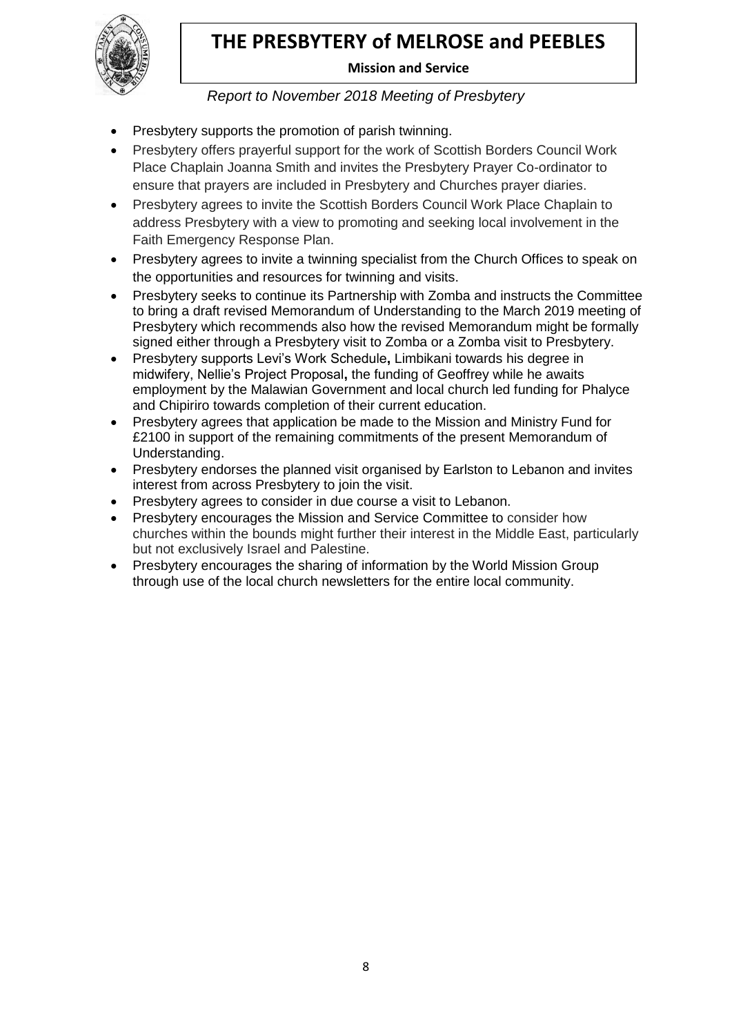# THE PRESBYTERY of MELROSE and PEEBLES

**Mission and Service**

*Report to November 2018 Meeting of Presbytery*

- Presbytery supports the promotion of parish twinning.
- Presbytery offers prayerful support for the work of Scottish Borders Council Work Place Chaplain Joanna Smith and invites the Presbytery Prayer Co-ordinator to ensure that prayers are included in Presbytery and Churches prayer diaries.
- Presbytery agrees to invite the Scottish Borders Council Work Place Chaplain to address Presbytery with a view to promoting and seeking local involvement in the Faith Emergency Response Plan.
- Presbytery agrees to invite a twinning specialist from the Church Offices to speak on the opportunities and resources for twinning and visits.
- Presbytery seeks to continue its Partnership with Zomba and instructs the Committee to bring a draft revised Memorandum of Understanding to the March 2019 meeting of Presbytery which recommends also how the revised Memorandum might be formally signed either through a Presbytery visit to Zomba or a Zomba visit to Presbytery.
- Presbytery supports Levi's Work Schedule**,** Limbikani towards his degree in midwifery, Nellie's Project Proposal**,** the funding of Geoffrey while he awaits employment by the Malawian Government and local church led funding for Phalyce and Chipiriro towards completion of their current education.
- Presbytery agrees that application be made to the Mission and Ministry Fund for £2100 in support of the remaining commitments of the present Memorandum of Understanding.
- Presbytery endorses the planned visit organised by Earlston to Lebanon and invites interest from across Presbytery to join the visit.
- Presbytery agrees to consider in due course a visit to Lebanon.
- Presbytery encourages the Mission and Service Committee to consider how churches within the bounds might further their interest in the Middle East, particularly but not exclusively Israel and Palestine.
- Presbytery encourages the sharing of information by the World Mission Group through use of the local church newsletters for the entire local community.